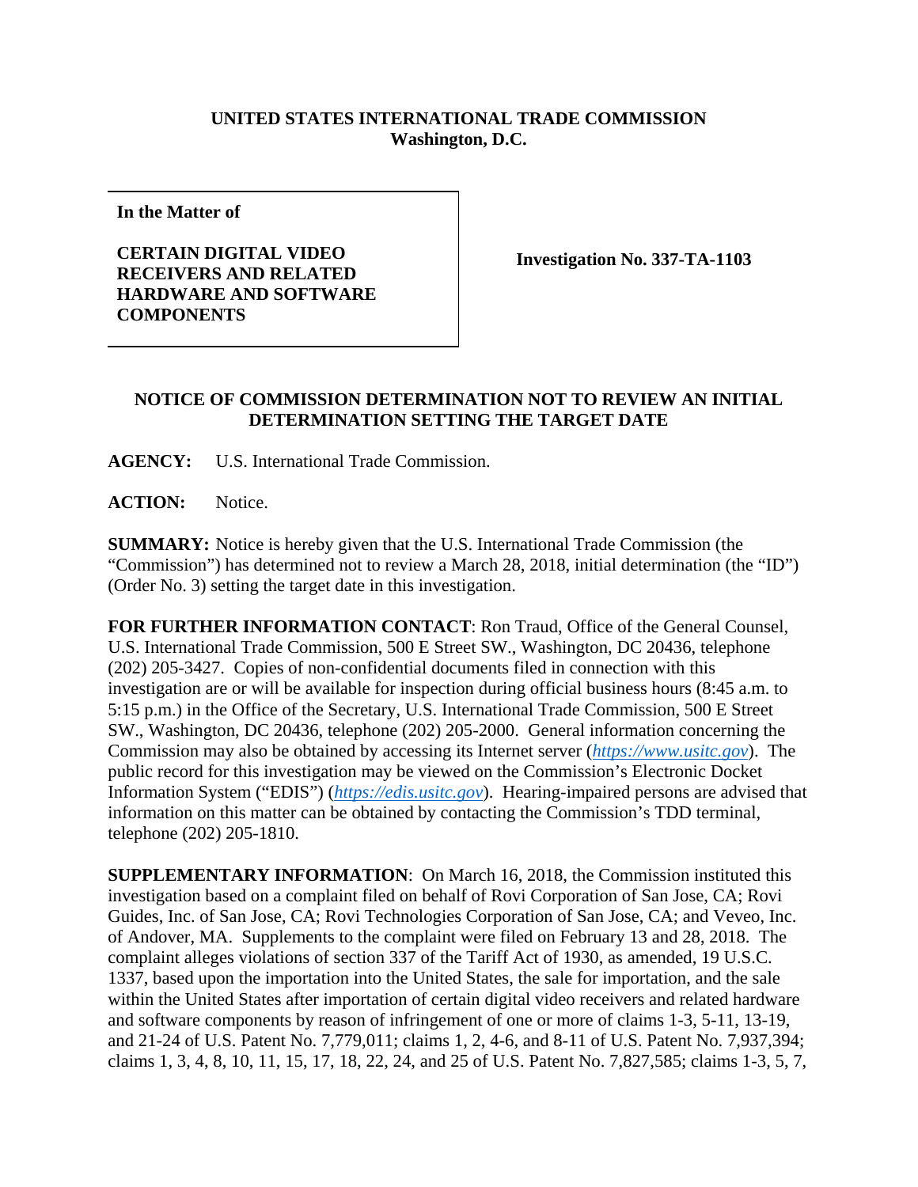**UNITED STATES INTERNATIONAL TRADE COMMISSION**
**Washington, D.C.**

| **In the Matter of**<br><br>**CERTAIN DIGITAL VIDEO RECEIVERS AND RELATED HARDWARE AND SOFTWARE COMPONENTS** | **Investigation No. 337-TA-1103** |
|---|---|

## NOTICE OF COMMISSION DETERMINATION NOT TO REVIEW AN INITIAL DETERMINATION SETTING THE TARGET DATE

**AGENCY:** U.S. International Trade Commission.

**ACTION:** Notice.

**SUMMARY:** Notice is hereby given that the U.S. International Trade Commission (the "Commission") has determined not to review a March 28, 2018, initial determination (the "ID") (Order No. 3) setting the target date in this investigation.

**FOR FURTHER INFORMATION CONTACT**: Ron Traud, Office of the General Counsel, U.S. International Trade Commission, 500 E Street SW., Washington, DC 20436, telephone (202) 205-3427. Copies of non-confidential documents filed in connection with this investigation are or will be available for inspection during official business hours (8:45 a.m. to 5:15 p.m.) in the Office of the Secretary, U.S. International Trade Commission, 500 E Street SW., Washington, DC 20436, telephone (202) 205-2000. General information concerning the Commission may also be obtained by accessing its Internet server (*https://www.usitc.gov*). The public record for this investigation may be viewed on the Commission's Electronic Docket Information System ("EDIS") (*https://edis.usitc.gov*). Hearing-impaired persons are advised that information on this matter can be obtained by contacting the Commission's TDD terminal, telephone (202) 205-1810.

**SUPPLEMENTARY INFORMATION**: On March 16, 2018, the Commission instituted this investigation based on a complaint filed on behalf of Rovi Corporation of San Jose, CA; Rovi Guides, Inc. of San Jose, CA; Rovi Technologies Corporation of San Jose, CA; and Veveo, Inc. of Andover, MA. Supplements to the complaint were filed on February 13 and 28, 2018. The complaint alleges violations of section 337 of the Tariff Act of 1930, as amended, 19 U.S.C. 1337, based upon the importation into the United States, the sale for importation, and the sale within the United States after importation of certain digital video receivers and related hardware and software components by reason of infringement of one or more of claims 1-3, 5-11, 13-19, and 21-24 of U.S. Patent No. 7,779,011; claims 1, 2, 4-6, and 8-11 of U.S. Patent No. 7,937,394; claims 1, 3, 4, 8, 10, 11, 15, 17, 18, 22, 24, and 25 of U.S. Patent No. 7,827,585; claims 1-3, 5, 7,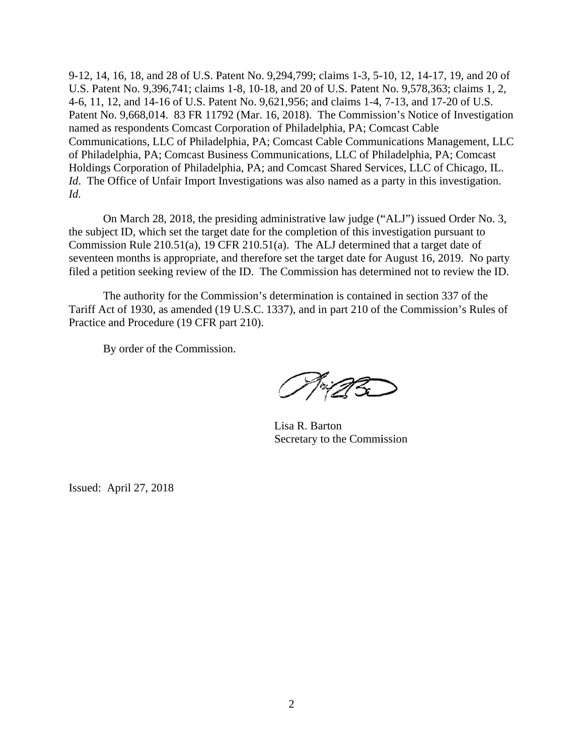9-12, 14, 16, 18, and 28 of U.S. Patent No. 9,294,799; claims 1-3, 5-10, 12, 14-17, 19, and 20 of U.S. Patent No. 9,396,741; claims 1-8, 10-18, and 20 of U.S. Patent No. 9,578,363; claims 1, 2, 4-6, 11, 12, and 14-16 of U.S. Patent No. 9,621,956; and claims 1-4, 7-13, and 17-20 of U.S. Patent No. 9,668,014. 83 FR 11792 (Mar. 16, 2018). The Commission's Notice of Investigation named as respondents Comcast Corporation of Philadelphia, PA; Comcast Cable Communications, LLC of Philadelphia, PA; Comcast Cable Communications Management, LLC of Philadelphia, PA; Comcast Business Communications, LLC of Philadelphia, PA; Comcast Holdings Corporation of Philadelphia, PA; and Comcast Shared Services, LLC of Chicago, IL. *Id*. The Office of Unfair Import Investigations was also named as a party in this investigation. *Id.*

On March 28, 2018, the presiding administrative law judge ("ALJ") issued Order No. 3, the subject ID, which set the target date for the completion of this investigation pursuant to Commission Rule 210.51(a), 19 CFR 210.51(a). The ALJ determined that a target date of seventeen months is appropriate, and therefore set the target date for August 16, 2019. No party filed a petition seeking review of the ID. The Commission has determined not to review the ID.

The authority for the Commission's determination is contained in section 337 of the Tariff Act of 1930, as amended (19 U.S.C. 1337), and in part 210 of the Commission's Rules of Practice and Procedure (19 CFR part 210).

By order of the Commission.

Lisa R. Barton
Secretary to the Commission

Issued: April 27, 2018